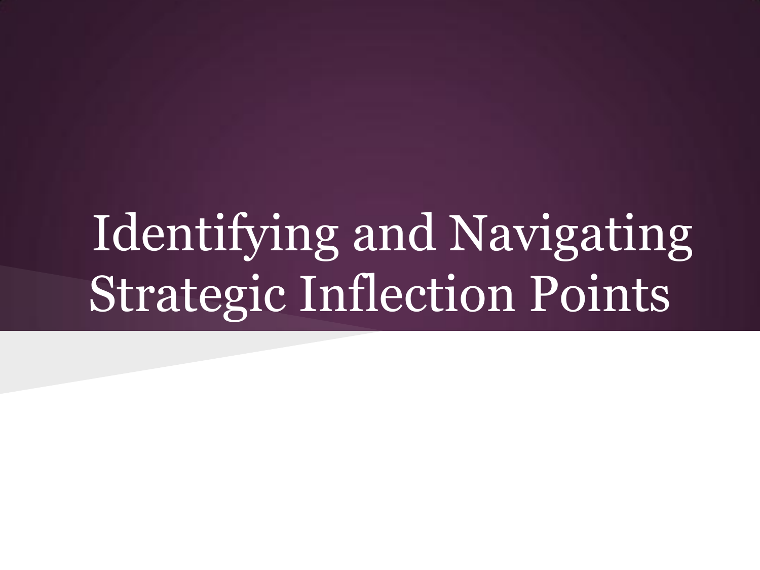# Identifying and Navigating Strategic Inflection Points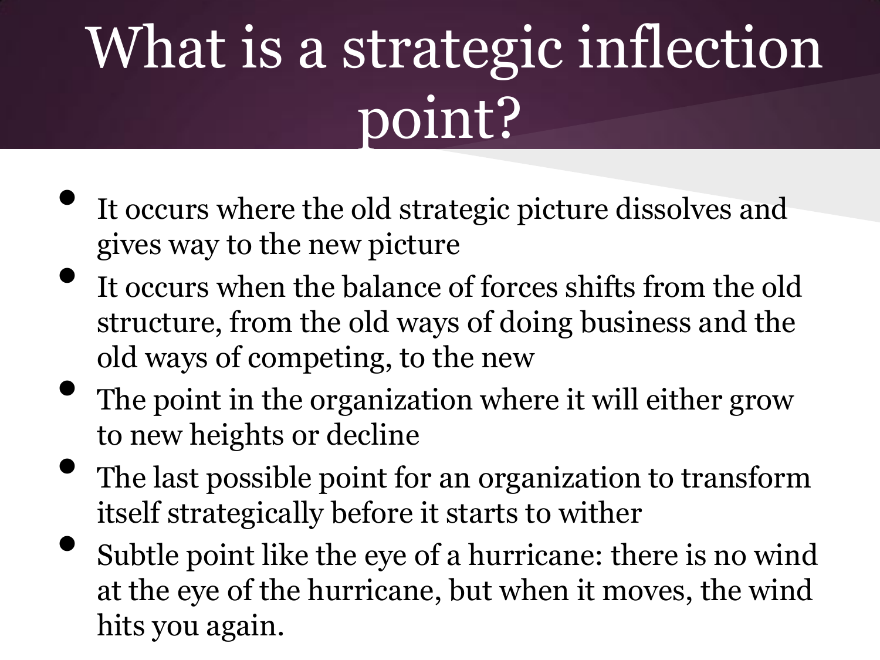# What is a strategic inflection point?

- It occurs where the old strategic picture dissolves and gives way to the new picture
- It occurs when the balance of forces shifts from the old structure, from the old ways of doing business and the old ways of competing, to the new
- The point in the organization where it will either grow to new heights or decline
- The last possible point for an organization to transform itself strategically before it starts to wither
- Subtle point like the eye of a hurricane: there is no wind at the eye of the hurricane, but when it moves, the wind hits you again.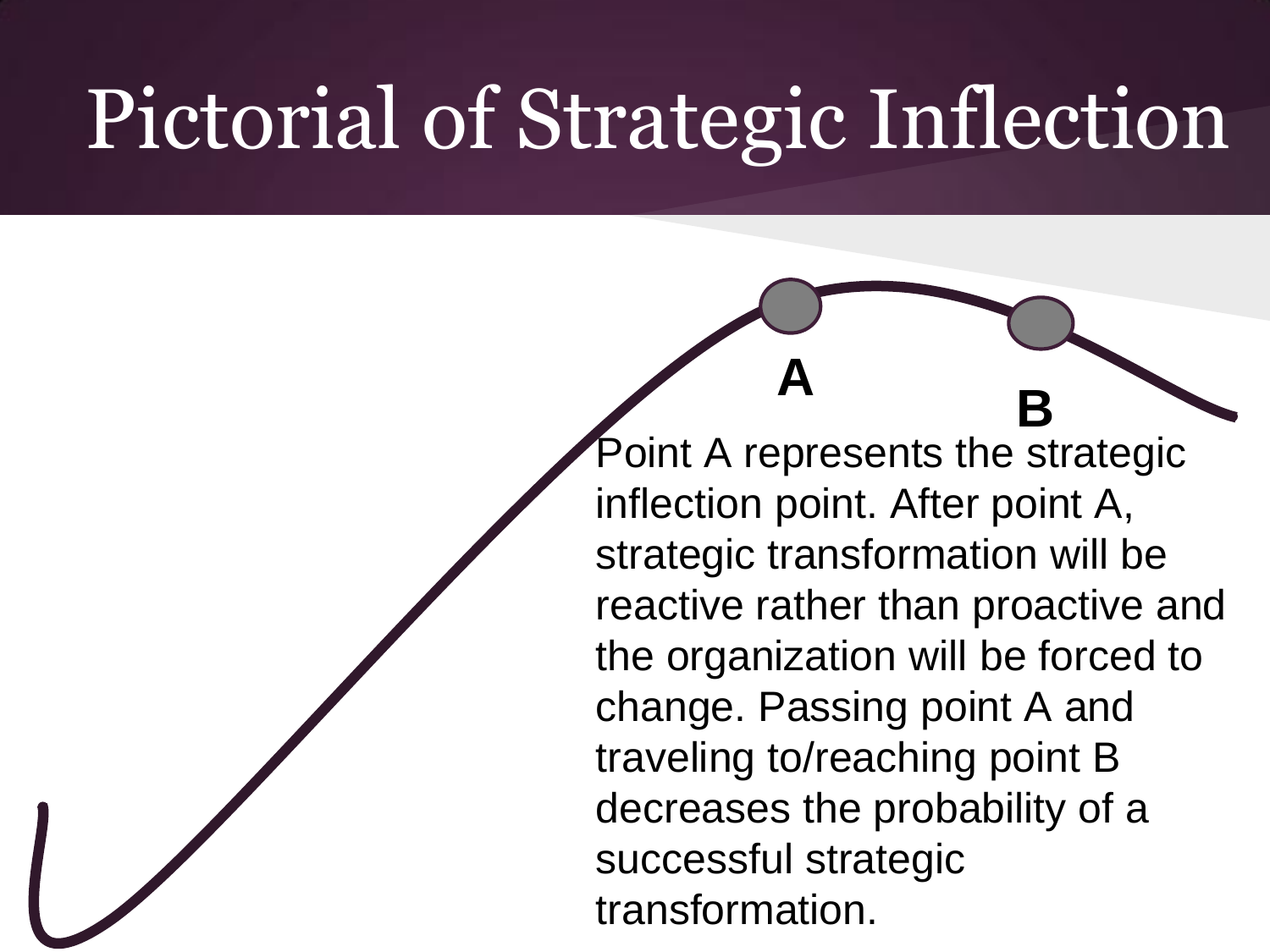# Pictorial of Strategic Inflection

A

B

Point A represents the strategic inflection point. After point A, strategic transformation will be reactive rather than proactive and the organization will be forced to change. Passing point A and traveling to/reaching point B decreases the probability of a successful strategic transformation.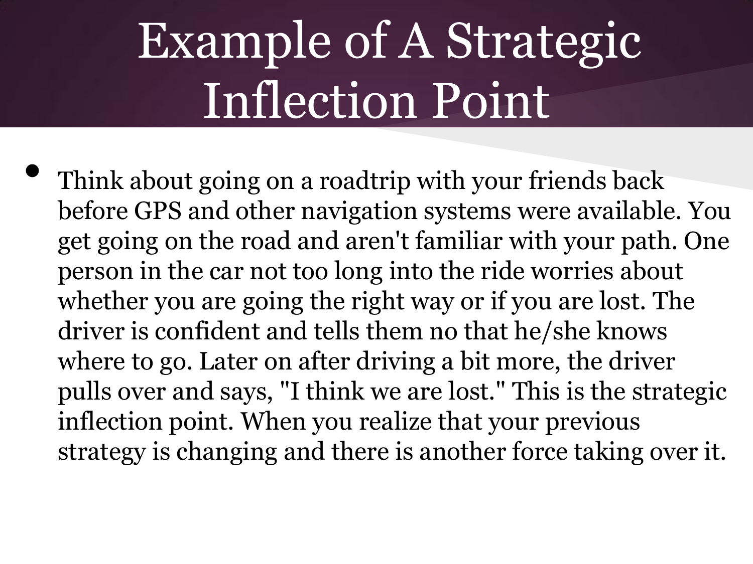# Example of A Strategic Inflection Point

- Think about going on a roadtrip with your friends back before GPS and other navigation systems were available. You get going on the road and aren't familiar with your path. One person in the car not too long into the ride worries about whether you are going the right way or if you are lost. The driver is confident and tells them no that he/she knows where to go. Later on after driving a bit more, the driver pulls over and says, "I think we are lost." This is the strategic inflection point. When you realize that your previous strategy is changing and there is another force taking over it.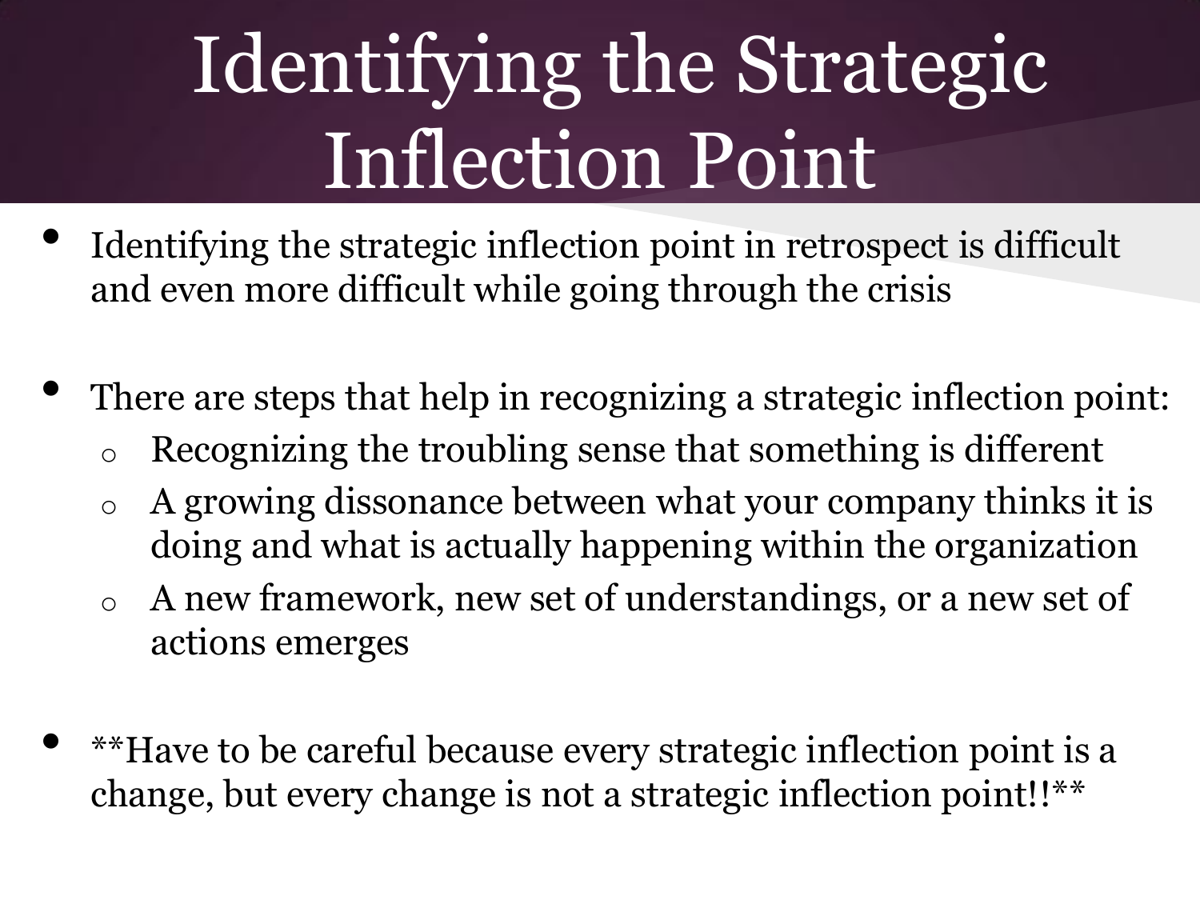# Identifying the Strategic Inflection Point

- Identifying the strategic inflection point in retrospect is difficult and even more difficult while going through the crisis

- There are steps that help in recognizing a strategic inflection point:
  - Recognizing the troubling sense that something is different
  - A growing dissonance between what your company thinks it is doing and what is actually happening within the organization
  - A new framework, new set of understandings, or a new set of actions emerges

- **Have to be careful because every strategic inflection point is a change, but every change is not a strategic inflection point!!**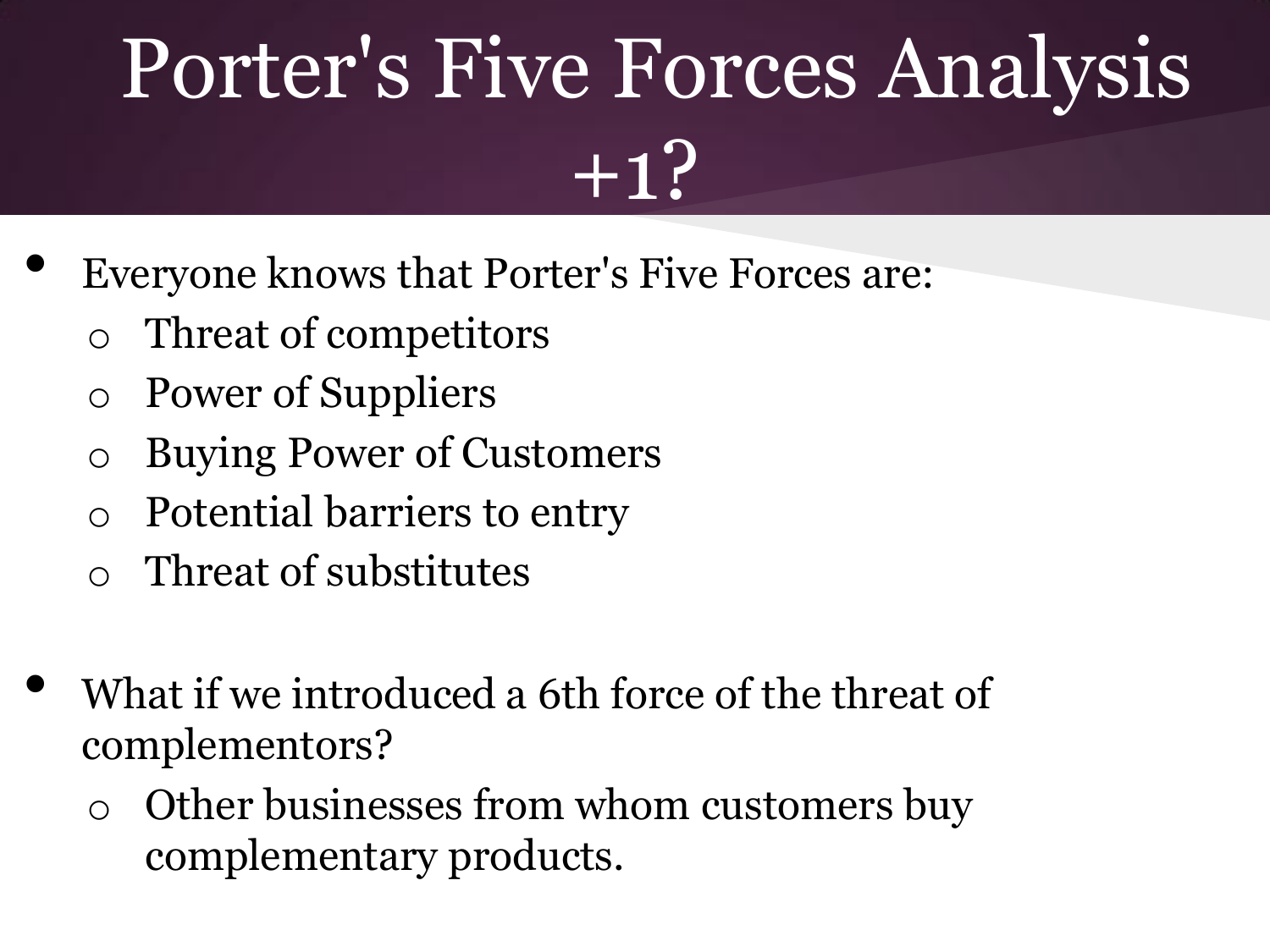# Porter's Five Forces Analysis +1?

- Everyone knows that Porter's Five Forces are:
  - Threat of competitors
  - Power of Suppliers
  - Buying Power of Customers
  - Potential barriers to entry
  - Threat of substitutes

- What if we introduced a 6th force of the threat of complementors?
  - Other businesses from whom customers buy complementary products.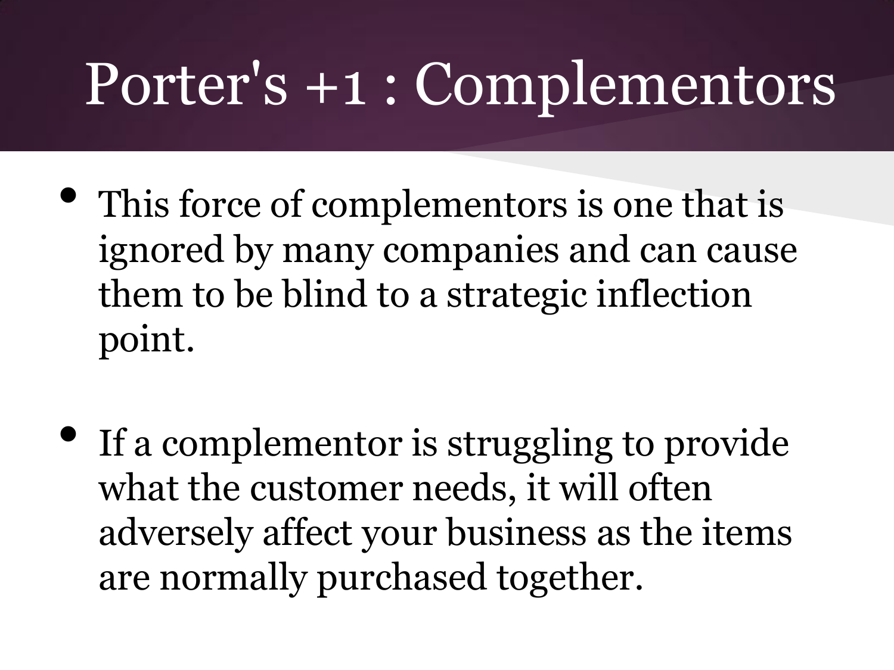# Porter's +1 : Complementors

- This force of complementors is one that is ignored by many companies and can cause them to be blind to a strategic inflection point.

- If a complementor is struggling to provide what the customer needs, it will often adversely affect your business as the items are normally purchased together.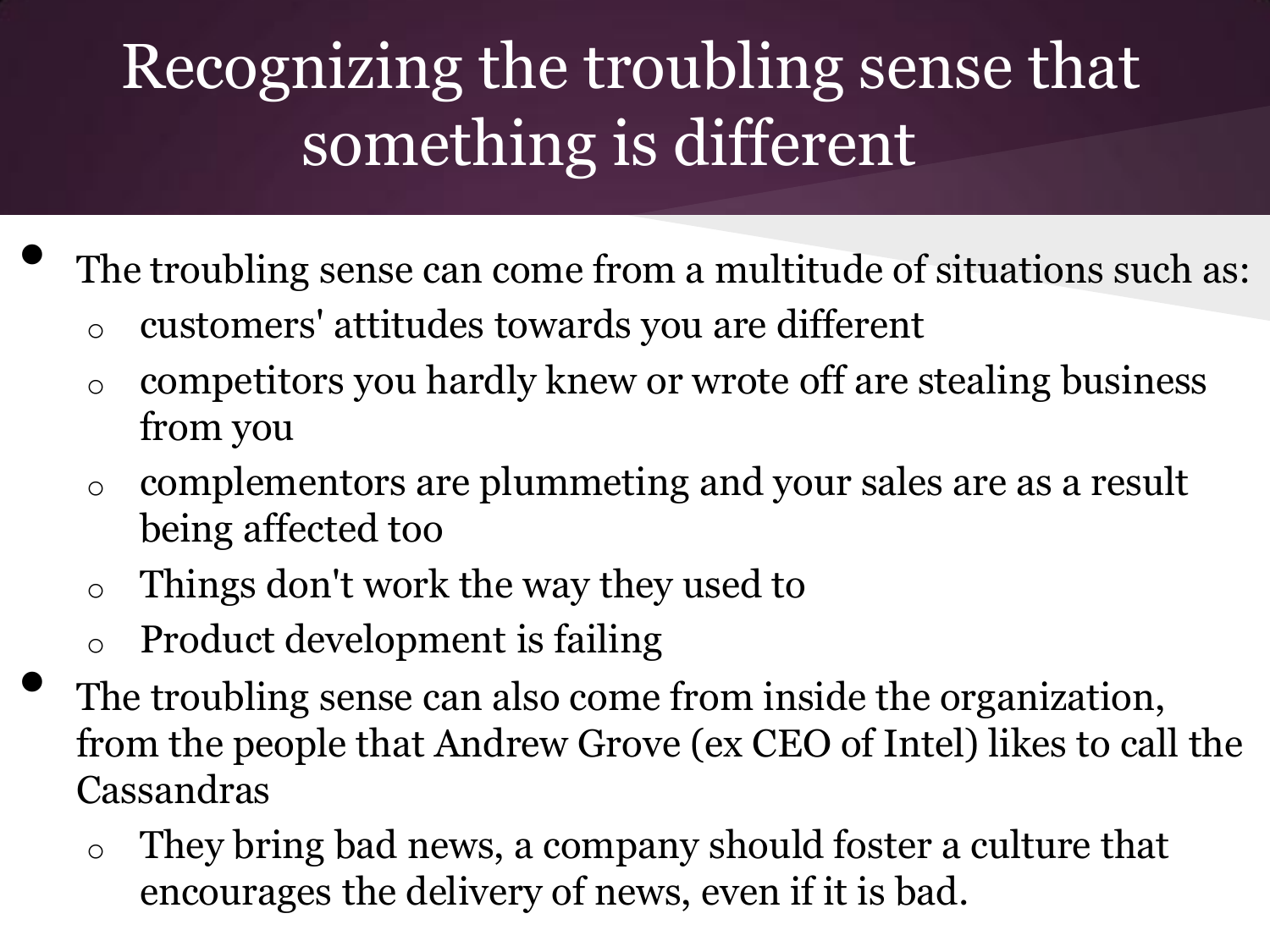# Recognizing the troubling sense that something is different

- The troubling sense can come from a multitude of situations such as:
  - customers' attitudes towards you are different
  - competitors you hardly knew or wrote off are stealing business from you
  - complementors are plummeting and your sales are as a result being affected too
  - Things don't work the way they used to
  - Product development is failing
- The troubling sense can also come from inside the organization, from the people that Andrew Grove (ex CEO of Intel) likes to call the Cassandras
  - They bring bad news, a company should foster a culture that encourages the delivery of news, even if it is bad.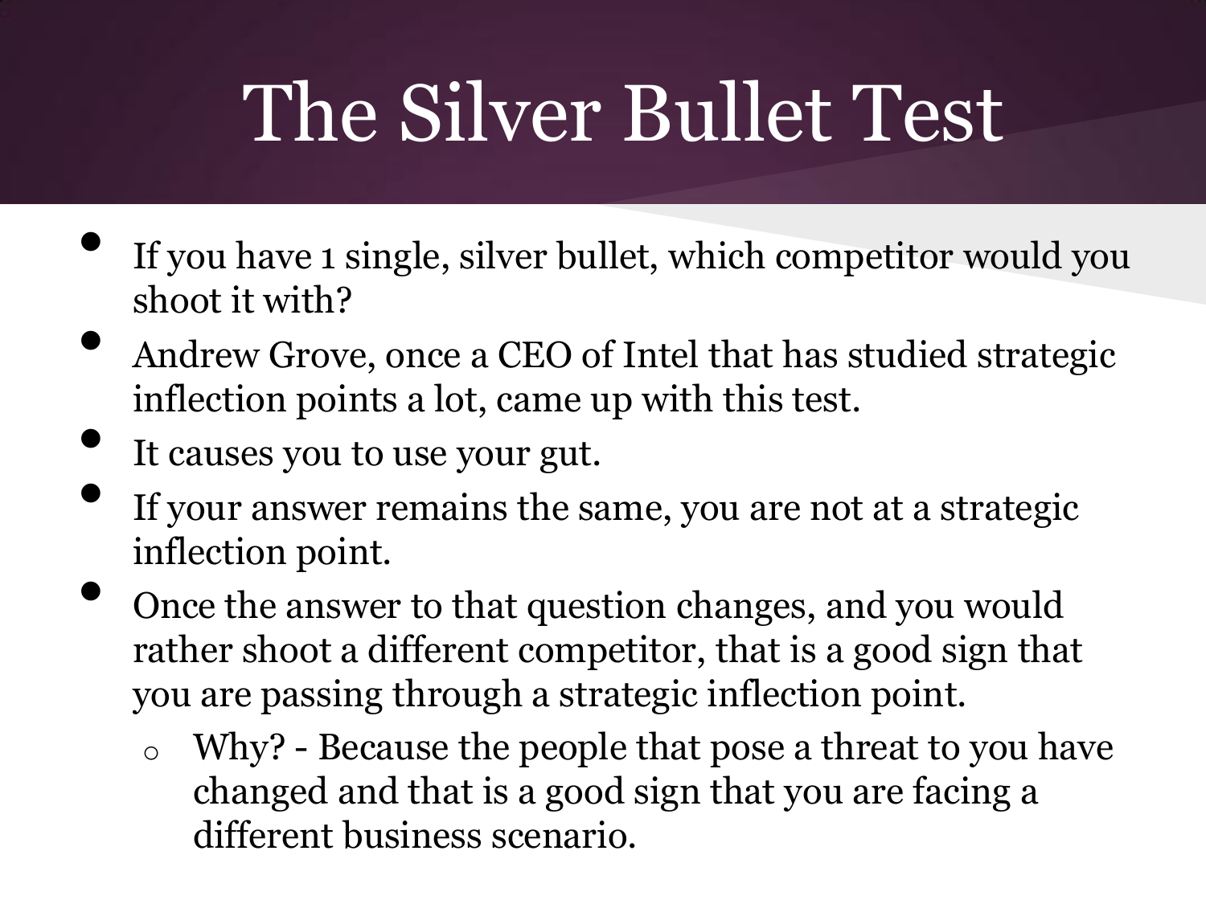# The Silver Bullet Test

- If you have 1 single, silver bullet, which competitor would you shoot it with?
- Andrew Grove, once a CEO of Intel that has studied strategic inflection points a lot, came up with this test.
- It causes you to use your gut.
- If your answer remains the same, you are not at a strategic inflection point.
- Once the answer to that question changes, and you would rather shoot a different competitor, that is a good sign that you are passing through a strategic inflection point.
  - Why? - Because the people that pose a threat to you have changed and that is a good sign that you are facing a different business scenario.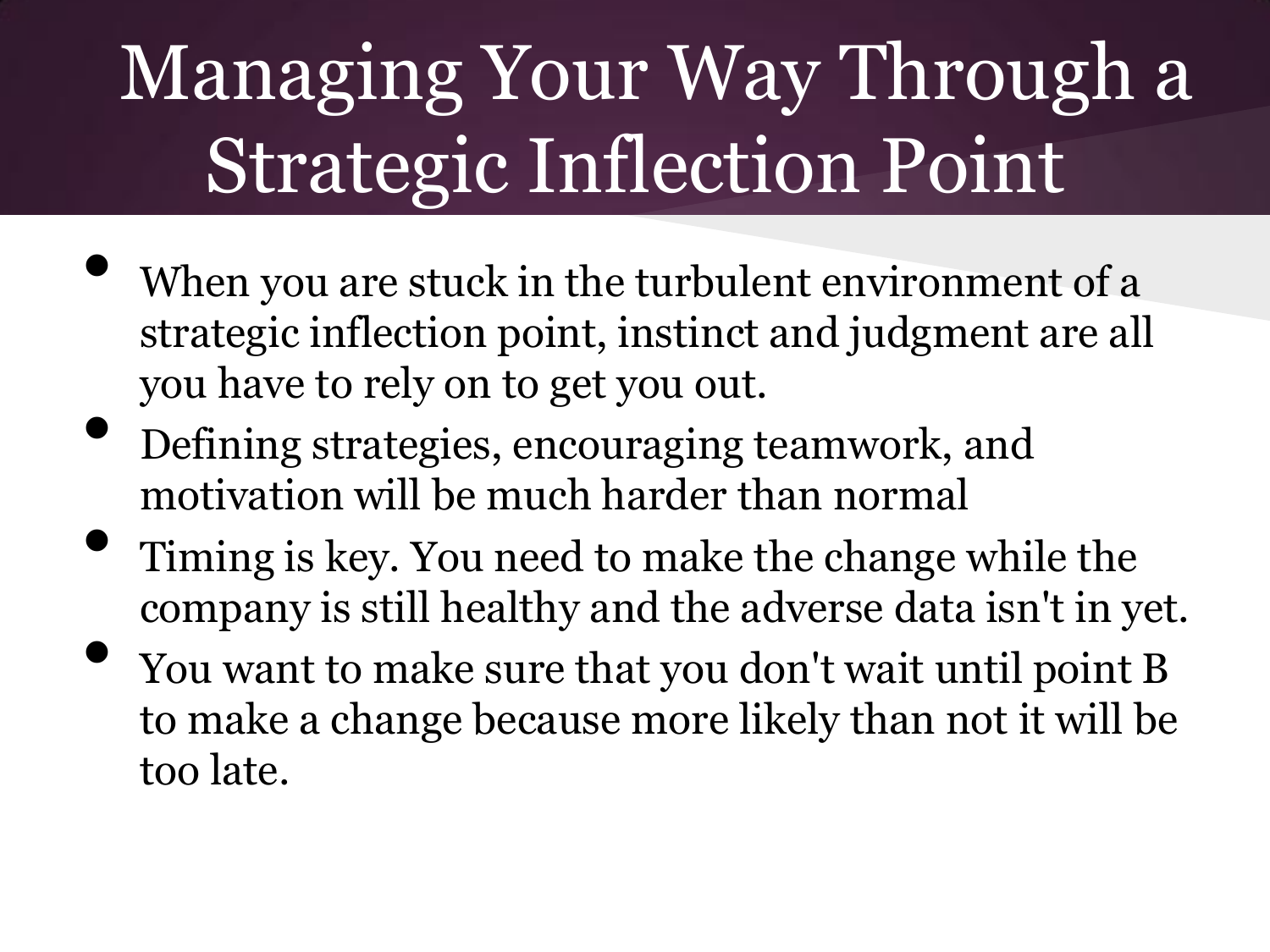# Managing Your Way Through a Strategic Inflection Point

- When you are stuck in the turbulent environment of a strategic inflection point, instinct and judgment are all you have to rely on to get you out.
- Defining strategies, encouraging teamwork, and motivation will be much harder than normal
- Timing is key. You need to make the change while the company is still healthy and the adverse data isn't in yet.
- You want to make sure that you don't wait until point B to make a change because more likely than not it will be too late.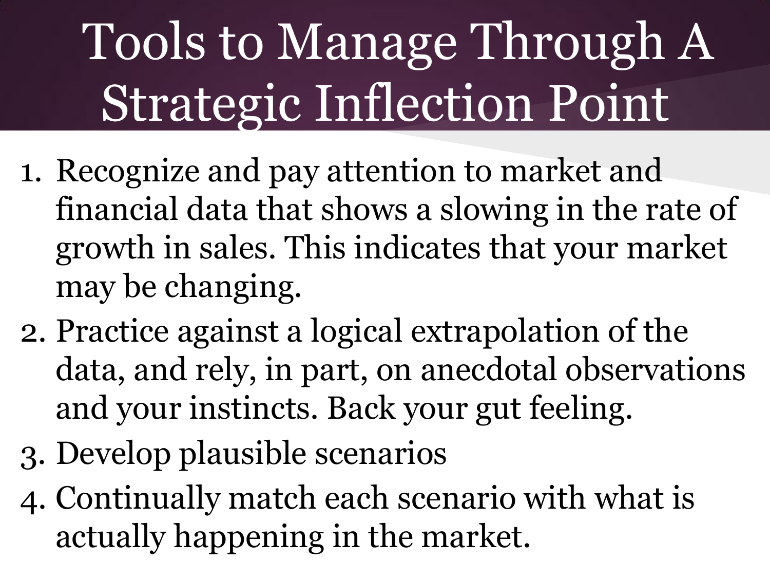# Tools to Manage Through A Strategic Inflection Point

1. Recognize and pay attention to market and financial data that shows a slowing in the rate of growth in sales. This indicates that your market may be changing.
2. Practice against a logical extrapolation of the data, and rely, in part, on anecdotal observations and your instincts. Back your gut feeling.
3. Develop plausible scenarios
4. Continually match each scenario with what is actually happening in the market.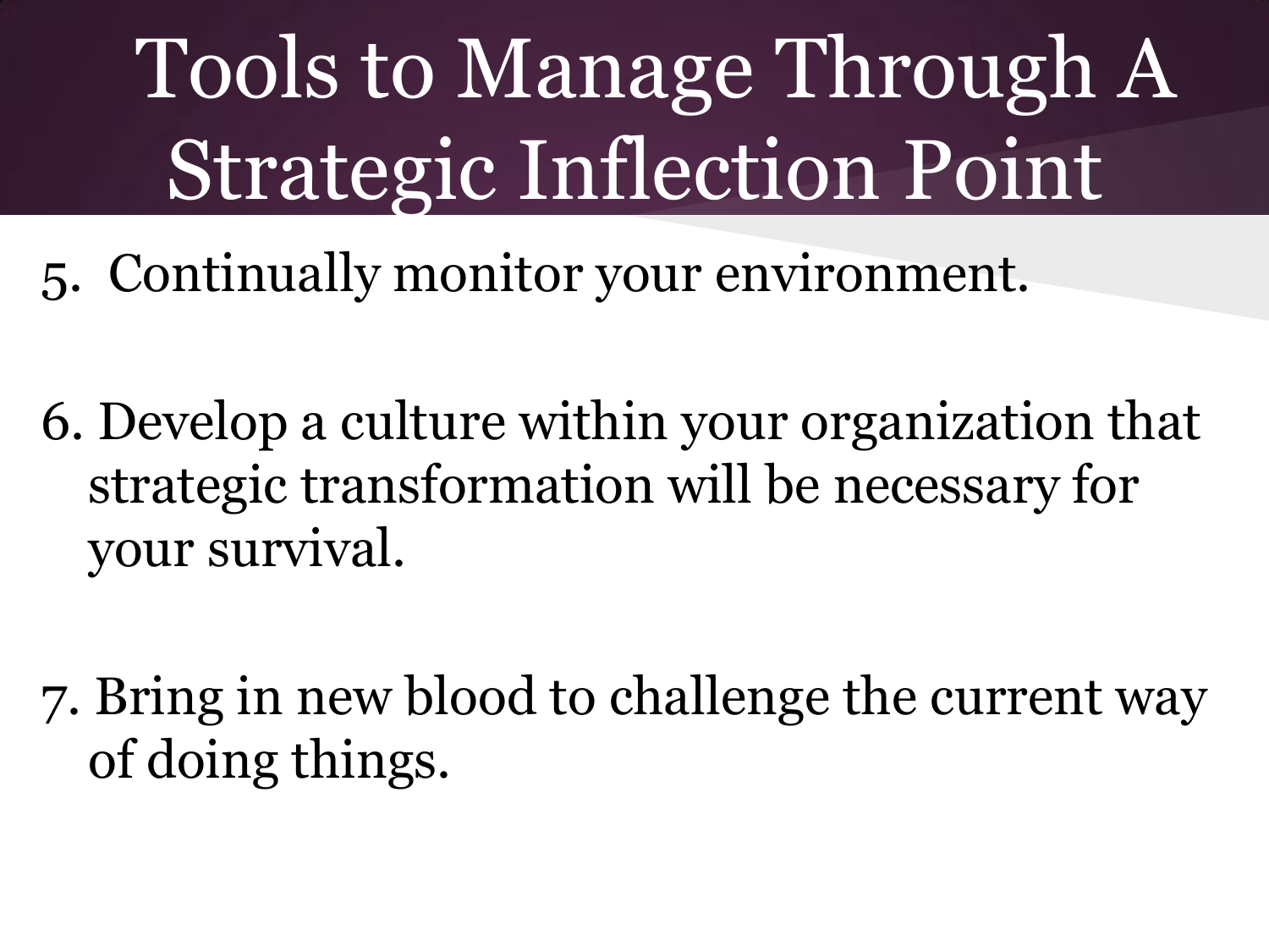# Tools to Manage Through A Strategic Inflection Point

5. Continually monitor your environment.

6. Develop a culture within your organization that strategic transformation will be necessary for your survival.

7. Bring in new blood to challenge the current way of doing things.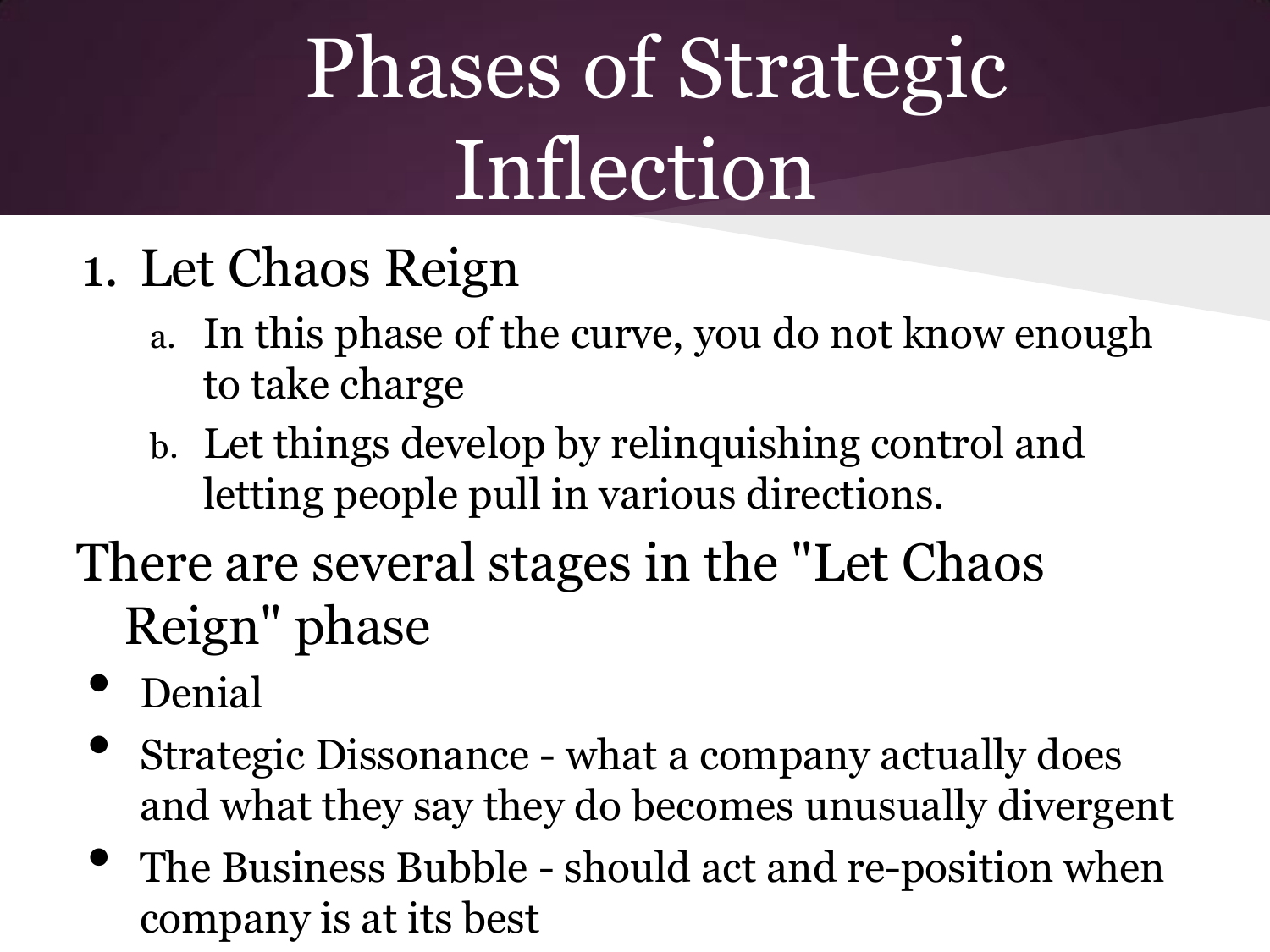# Phases of Strategic Inflection

1. Let Chaos Reign
   a. In this phase of the curve, you do not know enough to take charge
   b. Let things develop by relinquishing control and letting people pull in various directions.

There are several stages in the "Let Chaos Reign" phase

- Denial
- Strategic Dissonance - what a company actually does and what they say they do becomes unusually divergent
- The Business Bubble - should act and re-position when company is at its best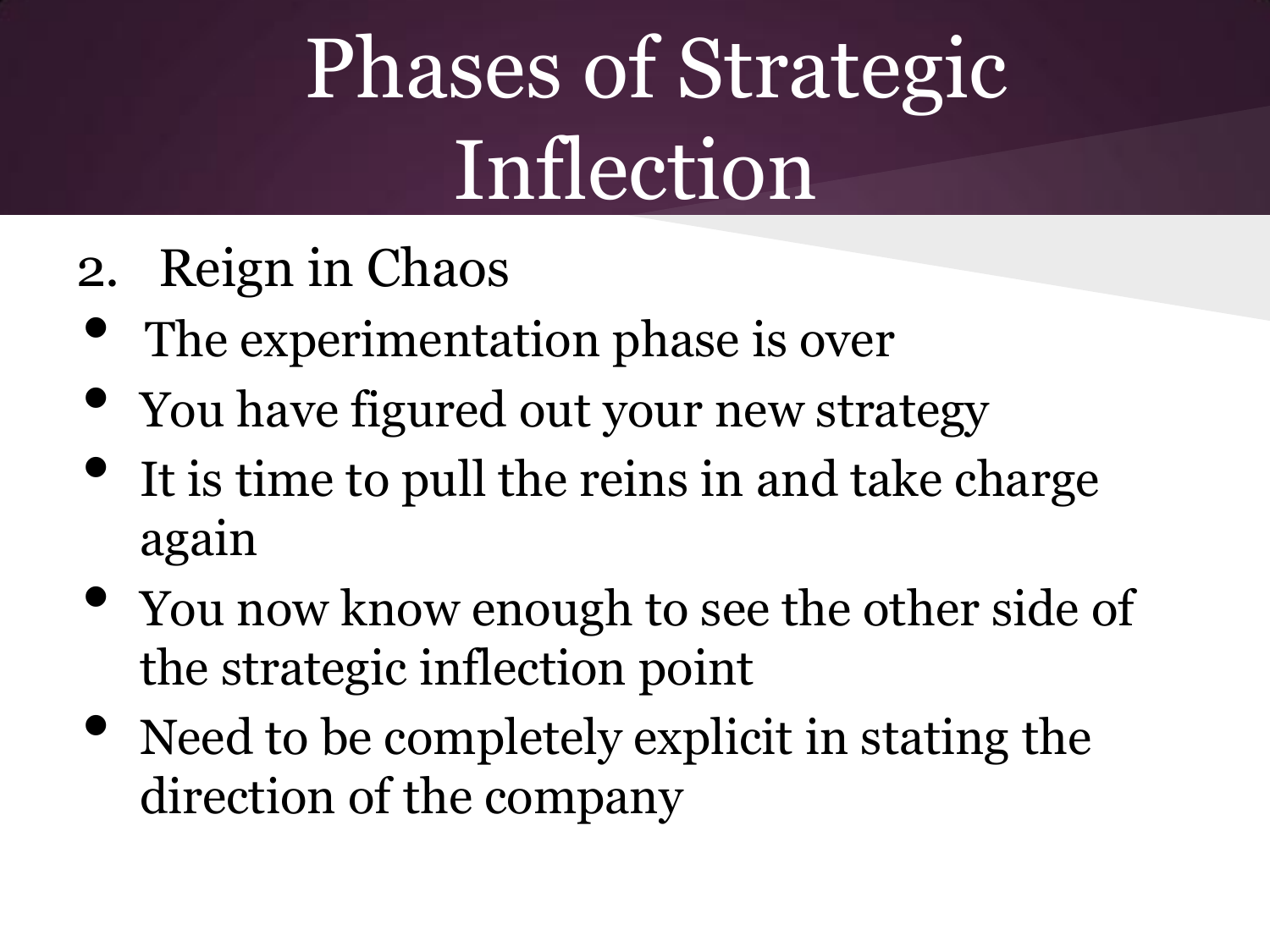# Phases of Strategic Inflection

2. Reign in Chaos

- The experimentation phase is over
- You have figured out your new strategy
- It is time to pull the reins in and take charge again
- You now know enough to see the other side of the strategic inflection point
- Need to be completely explicit in stating the direction of the company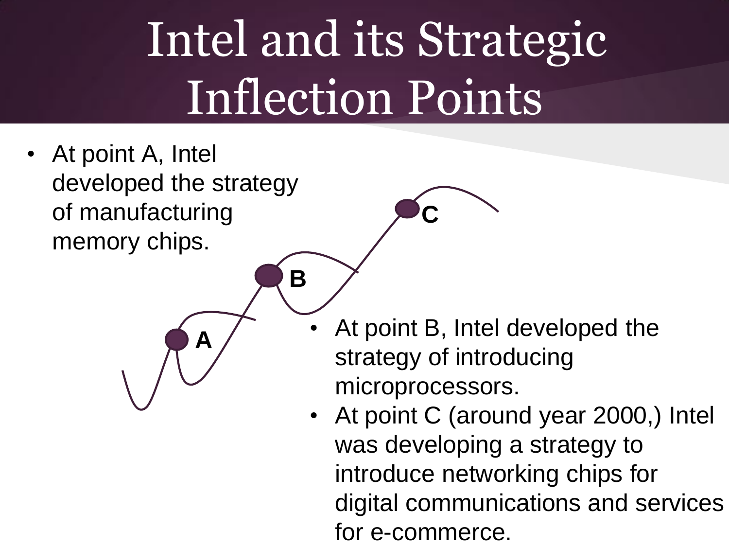# Intel and its Strategic Inflection Points

- At point A, Intel developed the strategy of manufacturing memory chips.

A

B

C

- At point B, Intel developed the strategy of introducing microprocessors.
- At point C (around year 2000,) Intel was developing a strategy to introduce networking chips for digital communications and services for e-commerce.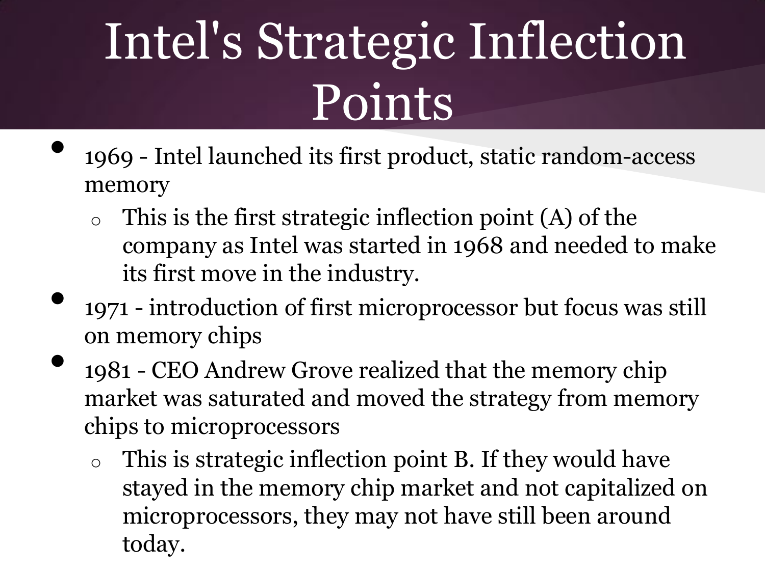# Intel's Strategic Inflection Points

- 1969 - Intel launched its first product, static random-access memory
  - This is the first strategic inflection point (A) of the company as Intel was started in 1968 and needed to make its first move in the industry.
- 1971 - introduction of first microprocessor but focus was still on memory chips
- 1981 - CEO Andrew Grove realized that the memory chip market was saturated and moved the strategy from memory chips to microprocessors
  - This is strategic inflection point B. If they would have stayed in the memory chip market and not capitalized on microprocessors, they may not have still been around today.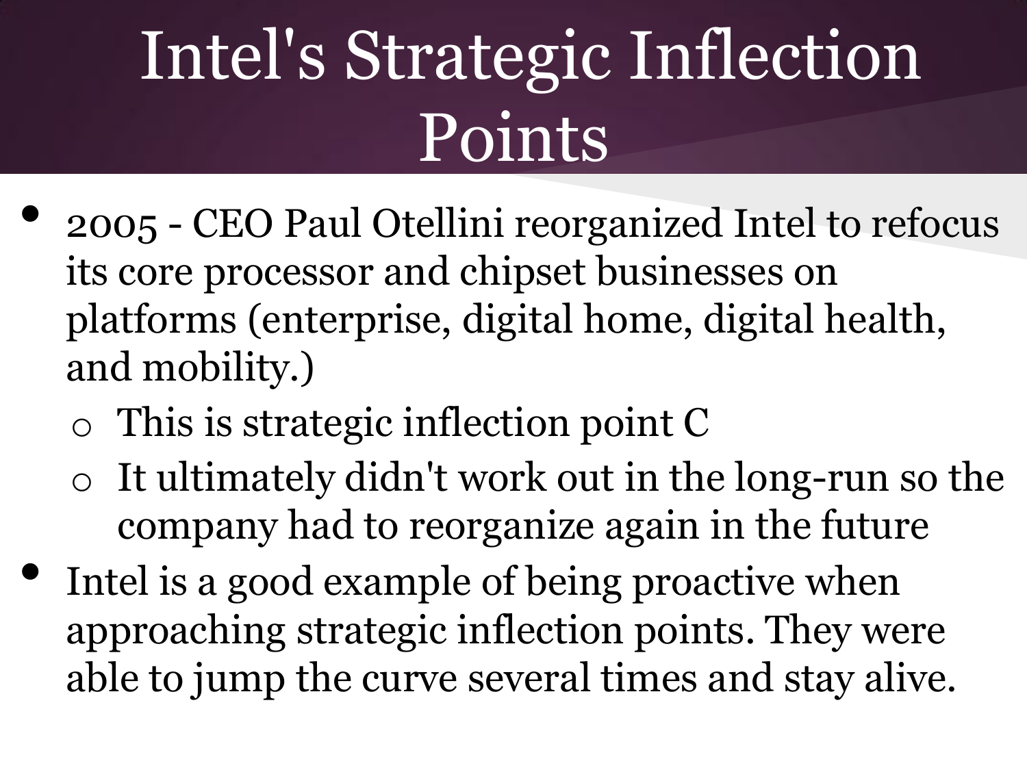# Intel's Strategic Inflection Points

- 2005 - CEO Paul Otellini reorganized Intel to refocus its core processor and chipset businesses on platforms (enterprise, digital home, digital health, and mobility.)
  - This is strategic inflection point C
  - It ultimately didn't work out in the long-run so the company had to reorganize again in the future
- Intel is a good example of being proactive when approaching strategic inflection points. They were able to jump the curve several times and stay alive.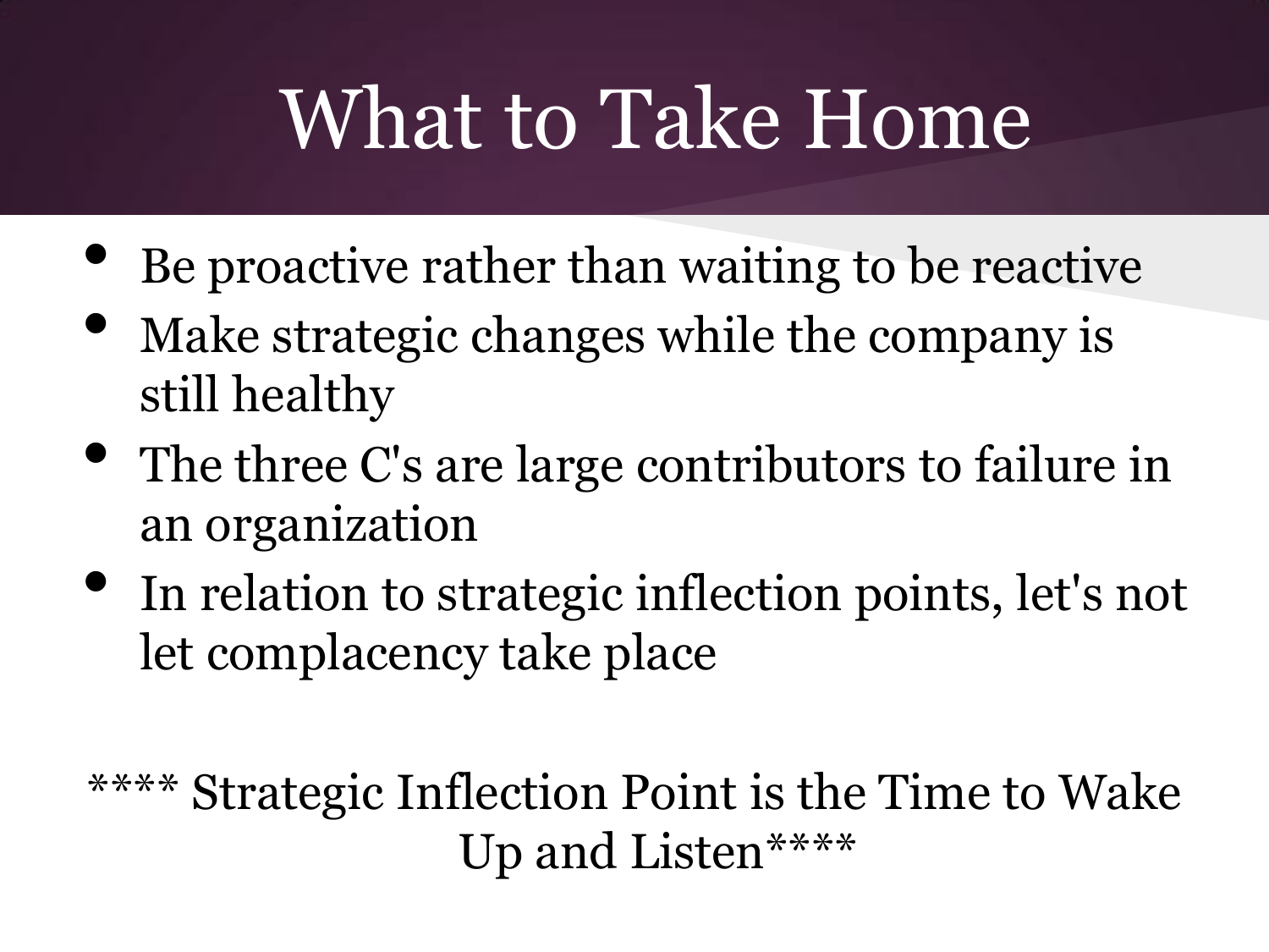# What to Take Home

- Be proactive rather than waiting to be reactive
- Make strategic changes while the company is still healthy
- The three C's are large contributors to failure in an organization
- In relation to strategic inflection points, let's not let complacency take place

**** Strategic Inflection Point is the Time to Wake Up and Listen****